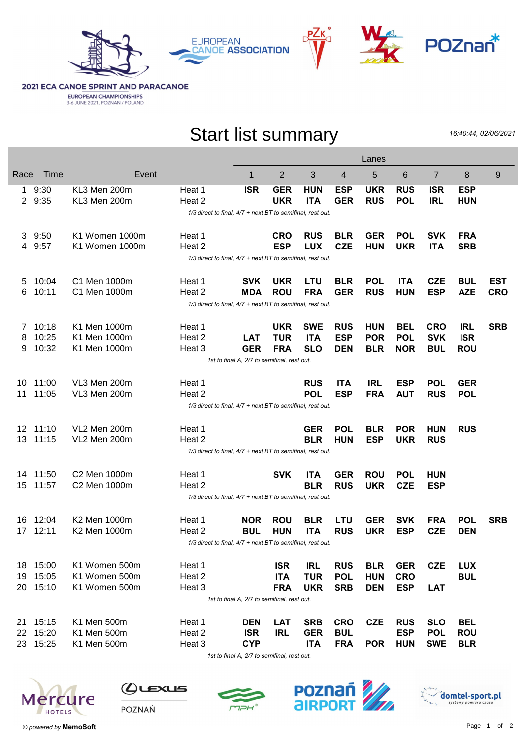**2021 ECA CANOE SPRINT AND PARACANOE**
EUROPEAN CHAMPIONSHIPS
3-6 JUNE 2021, POZNAN / POLAND

# Start list summary

*16:40:44, 02/06/2021*

| Race | Time | Event | | Lane 1 | Lane 2 | Lane 3 | Lane 4 | Lane 5 | Lane 6 | Lane 7 | Lane 8 | Lane 9 |
|---|---|---|---|---|---|---|---|---|---|---|---|---|
| 1 | 9:30 | KL3 Men 200m | Heat 1 | **ISR** | **GER** | **HUN** | **ESP** | **UKR** | **RUS** | **ISR** | **ESP** | |
| 2 | 9:35 | KL3 Men 200m | Heat 2 | | **UKR** | **ITA** | **GER** | **RUS** | **POL** | **IRL** | **HUN** | |
| | | | *1/3 direct to final, 4/7 + next BT to semifinal, rest out.* | | | | | | | | | |
| 3 | 9:50 | K1 Women 1000m | Heat 1 | | **CRO** | **RUS** | **BLR** | **GER** | **POL** | **SVK** | **FRA** | |
| 4 | 9:57 | K1 Women 1000m | Heat 2 | | **ESP** | **LUX** | **CZE** | **HUN** | **UKR** | **ITA** | **SRB** | |
| | | | *1/3 direct to final, 4/7 + next BT to semifinal, rest out.* | | | | | | | | | |
| 5 | 10:04 | C1 Men 1000m | Heat 1 | **SVK** | **UKR** | **LTU** | **BLR** | **POL** | **ITA** | **CZE** | **BUL** | **EST** |
| 6 | 10:11 | C1 Men 1000m | Heat 2 | **MDA** | **ROU** | **FRA** | **GER** | **RUS** | **HUN** | **ESP** | **AZE** | **CRO** |
| | | | *1/3 direct to final, 4/7 + next BT to semifinal, rest out.* | | | | | | | | | |
| 7 | 10:18 | K1 Men 1000m | Heat 1 | | **UKR** | **SWE** | **RUS** | **HUN** | **BEL** | **CRO** | **IRL** | **SRB** |
| 8 | 10:25 | K1 Men 1000m | Heat 2 | **LAT** | **TUR** | **ITA** | **ESP** | **POR** | **POL** | **SVK** | **ISR** | |
| 9 | 10:32 | K1 Men 1000m | Heat 3 | **GER** | **FRA** | **SLO** | **DEN** | **BLR** | **NOR** | **BUL** | **ROU** | |
| | | | *1st to final A, 2/7 to semifinal, rest out.* | | | | | | | | | |
| 10 | 11:00 | VL3 Men 200m | Heat 1 | | | **RUS** | **ITA** | **IRL** | **ESP** | **POL** | **GER** | |
| 11 | 11:05 | VL3 Men 200m | Heat 2 | | | **POL** | **ESP** | **FRA** | **AUT** | **RUS** | **POL** | |
| | | | *1/3 direct to final, 4/7 + next BT to semifinal, rest out.* | | | | | | | | | |
| 12 | 11:10 | VL2 Men 200m | Heat 1 | | | **GER** | **POL** | **BLR** | **POR** | **HUN** | **RUS** | |
| 13 | 11:15 | VL2 Men 200m | Heat 2 | | | **BLR** | **HUN** | **ESP** | **UKR** | **RUS** | | |
| | | | *1/3 direct to final, 4/7 + next BT to semifinal, rest out.* | | | | | | | | | |
| 14 | 11:50 | C2 Men 1000m | Heat 1 | | **SVK** | **ITA** | **GER** | **ROU** | **POL** | **HUN** | | |
| 15 | 11:57 | C2 Men 1000m | Heat 2 | | | **BLR** | **RUS** | **UKR** | **CZE** | **ESP** | | |
| | | | *1/3 direct to final, 4/7 + next BT to semifinal, rest out.* | | | | | | | | | |
| 16 | 12:04 | K2 Men 1000m | Heat 1 | **NOR** | **ROU** | **BLR** | **LTU** | **GER** | **SVK** | **FRA** | **POL** | **SRB** |
| 17 | 12:11 | K2 Men 1000m | Heat 2 | **BUL** | **HUN** | **ITA** | **RUS** | **UKR** | **ESP** | **CZE** | **DEN** | |
| | | | *1/3 direct to final, 4/7 + next BT to semifinal, rest out.* | | | | | | | | | |
| 18 | 15:00 | K1 Women 500m | Heat 1 | | **ISR** | **IRL** | **RUS** | **BLR** | **GER** | **CZE** | **LUX** | |
| 19 | 15:05 | K1 Women 500m | Heat 2 | | **ITA** | **TUR** | **POL** | **HUN** | **CRO** | | **BUL** | |
| 20 | 15:10 | K1 Women 500m | Heat 3 | | **FRA** | **UKR** | **SRB** | **DEN** | **ESP** | **LAT** | | |
| | | | *1st to final A, 2/7 to semifinal, rest out.* | | | | | | | | | |
| 21 | 15:15 | K1 Men 500m | Heat 1 | **DEN** | **LAT** | **SRB** | **CRO** | **CZE** | **RUS** | **SLO** | **BEL** | |
| 22 | 15:20 | K1 Men 500m | Heat 2 | **ISR** | **IRL** | **GER** | **BUL** | | **ESP** | **POL** | **ROU** | |
| 23 | 15:25 | K1 Men 500m | Heat 3 | **CYP** | | **ITA** | **FRA** | **POR** | **HUN** | **SWE** | **BLR** | |
| | | | *1st to final A, 2/7 to semifinal, rest out.* | | | | | | | | | |

*© powered by* **MemoSoft**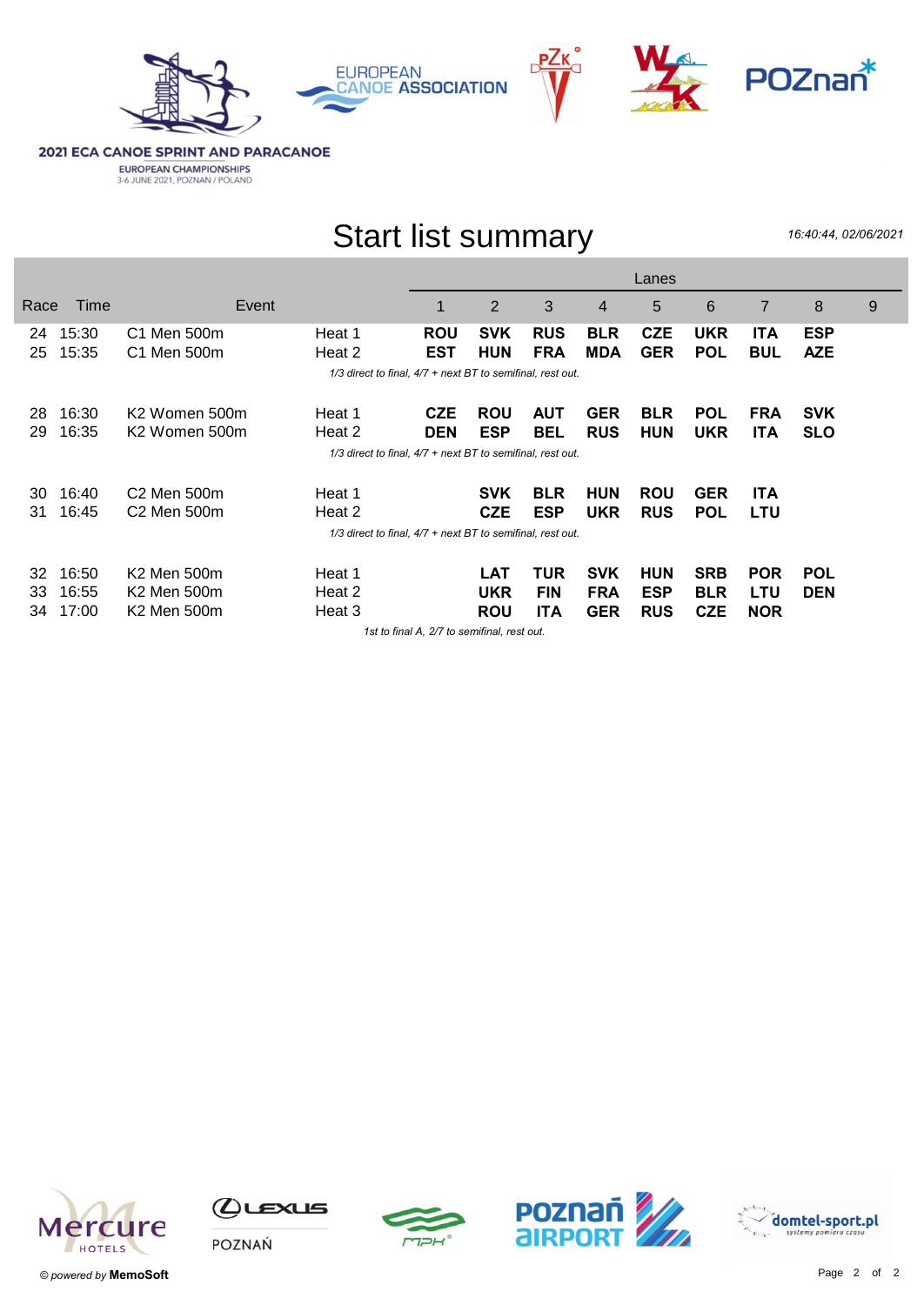# Start list summary

*16:40:44, 02/06/2021*

| Race | Time | Event | | Lane 1 | Lane 2 | Lane 3 | Lane 4 | Lane 5 | Lane 6 | Lane 7 | Lane 8 | Lane 9 |
|---|---|---|---|---|---|---|---|---|---|---|---|---|
| 24 | 15:30 | C1 Men 500m | Heat 1 | **ROU** | **SVK** | **RUS** | **BLR** | **CZE** | **UKR** | **ITA** | **ESP** | |
| 25 | 15:35 | C1 Men 500m | Heat 2 | **EST** | **HUN** | **FRA** | **MDA** | **GER** | **POL** | **BUL** | **AZE** | |

*1/3 direct to final, 4/7 + next BT to semifinal, rest out.*

| Race | Time | Event | | Lane 1 | Lane 2 | Lane 3 | Lane 4 | Lane 5 | Lane 6 | Lane 7 | Lane 8 | Lane 9 |
|---|---|---|---|---|---|---|---|---|---|---|---|---|
| 28 | 16:30 | K2 Women 500m | Heat 1 | **CZE** | **ROU** | **AUT** | **GER** | **BLR** | **POL** | **FRA** | **SVK** | |
| 29 | 16:35 | K2 Women 500m | Heat 2 | **DEN** | **ESP** | **BEL** | **RUS** | **HUN** | **UKR** | **ITA** | **SLO** | |

*1/3 direct to final, 4/7 + next BT to semifinal, rest out.*

| Race | Time | Event | | Lane 1 | Lane 2 | Lane 3 | Lane 4 | Lane 5 | Lane 6 | Lane 7 | Lane 8 | Lane 9 |
|---|---|---|---|---|---|---|---|---|---|---|---|---|
| 30 | 16:40 | C2 Men 500m | Heat 1 | | **SVK** | **BLR** | **HUN** | **ROU** | **GER** | **ITA** | | |
| 31 | 16:45 | C2 Men 500m | Heat 2 | | **CZE** | **ESP** | **UKR** | **RUS** | **POL** | **LTU** | | |

*1/3 direct to final, 4/7 + next BT to semifinal, rest out.*

| Race | Time | Event | | Lane 1 | Lane 2 | Lane 3 | Lane 4 | Lane 5 | Lane 6 | Lane 7 | Lane 8 | Lane 9 |
|---|---|---|---|---|---|---|---|---|---|---|---|---|
| 32 | 16:50 | K2 Men 500m | Heat 1 | | **LAT** | **TUR** | **SVK** | **HUN** | **SRB** | **POR** | **POL** | |
| 33 | 16:55 | K2 Men 500m | Heat 2 | | **UKR** | **FIN** | **FRA** | **ESP** | **BLR** | **LTU** | **DEN** | |
| 34 | 17:00 | K2 Men 500m | Heat 3 | | **ROU** | **ITA** | **GER** | **RUS** | **CZE** | **NOR** | | |

*1st to final A, 2/7 to semifinal, rest out.*